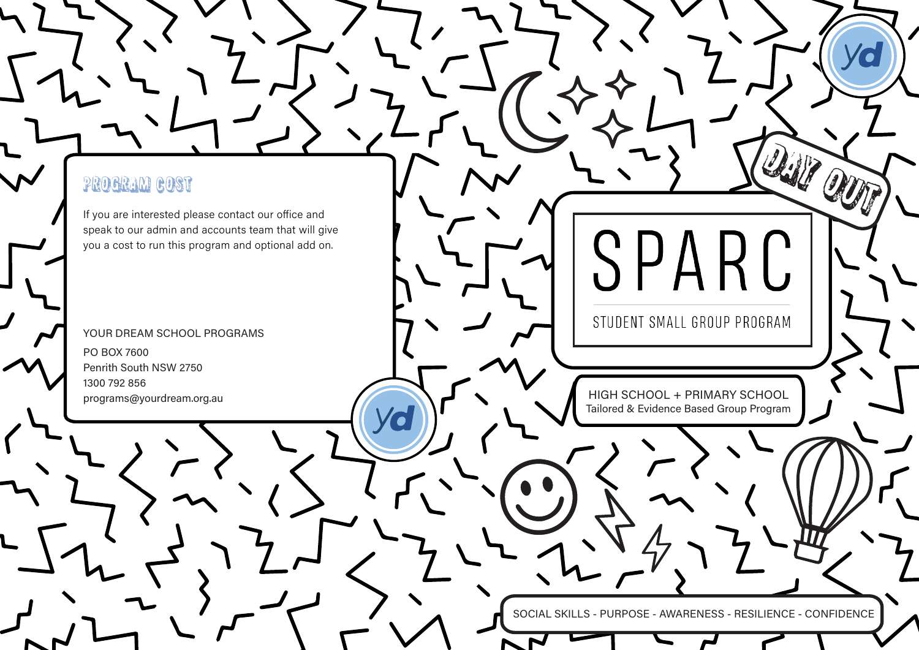## PROGRAM COST

If you are interested please contact our office and speak to our admin and accounts team that will give you a cost to run this program and optional add on.

YOUR DREAM SCHOOL PROGRAMS

PO BOX 7600
Penrith South NSW 2750
1300 792 856
programs@yourdream.org.au

yd

yd

DAY OUT

# SPARC

STUDENT SMALL GROUP PROGRAM

HIGH SCHOOL + PRIMARY SCHOOL
Tailored & Evidence Based Group Program

SOCIAL SKILLS - PURPOSE - AWARENESS - RESILIENCE - CONFIDENCE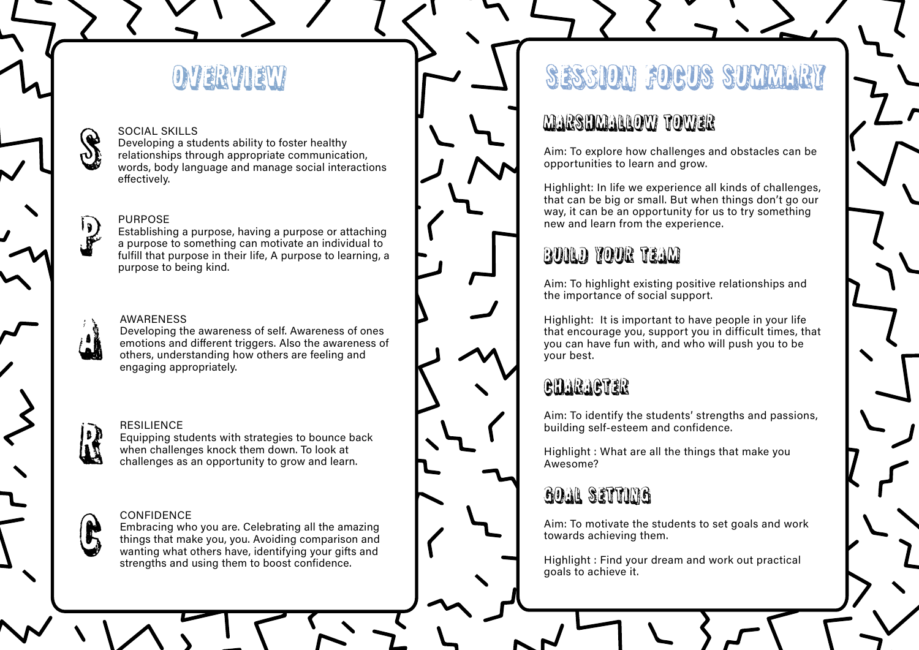## OVERVIEW

**S**

SOCIAL SKILLS
Developing a students ability to foster healthy relationships through appropriate communication, words, body language and manage social interactions effectively.

**P**

PURPOSE
Establishing a purpose, having a purpose or attaching a purpose to something can motivate an individual to fulfill that purpose in their life, A purpose to learning, a purpose to being kind.

**A**

AWARENESS
Developing the awareness of self. Awareness of ones emotions and different triggers. Also the awareness of others, understanding how others are feeling and engaging appropriately.

**R**

RESILIENCE
Equipping students with strategies to bounce back when challenges knock them down. To look at challenges as an opportunity to grow and learn.

**C**

CONFIDENCE
Embracing who you are. Celebrating all the amazing things that make you, you. Avoiding comparison and wanting what others have, identifying your gifts and strengths and using them to boost confidence.

## SESSION FOCUS SUMMARY

### MARSHMALLOW TOWER

Aim: To explore how challenges and obstacles can be opportunities to learn and grow.

Highlight: In life we experience all kinds of challenges, that can be big or small. But when things don't go our way, it can be an opportunity for us to try something new and learn from the experience.

### BUILD YOUR TEAM

Aim: To highlight existing positive relationships and the importance of social support.

Highlight: It is important to have people in your life that encourage you, support you in difficult times, that you can have fun with, and who will push you to be your best.

### CHARACTER

Aim: To identify the students' strengths and passions, building self-esteem and confidence.

Highlight : What are all the things that make you Awesome?

### GOAL SETTING

Aim: To motivate the students to set goals and work towards achieving them.

Highlight : Find your dream and work out practical goals to achieve it.